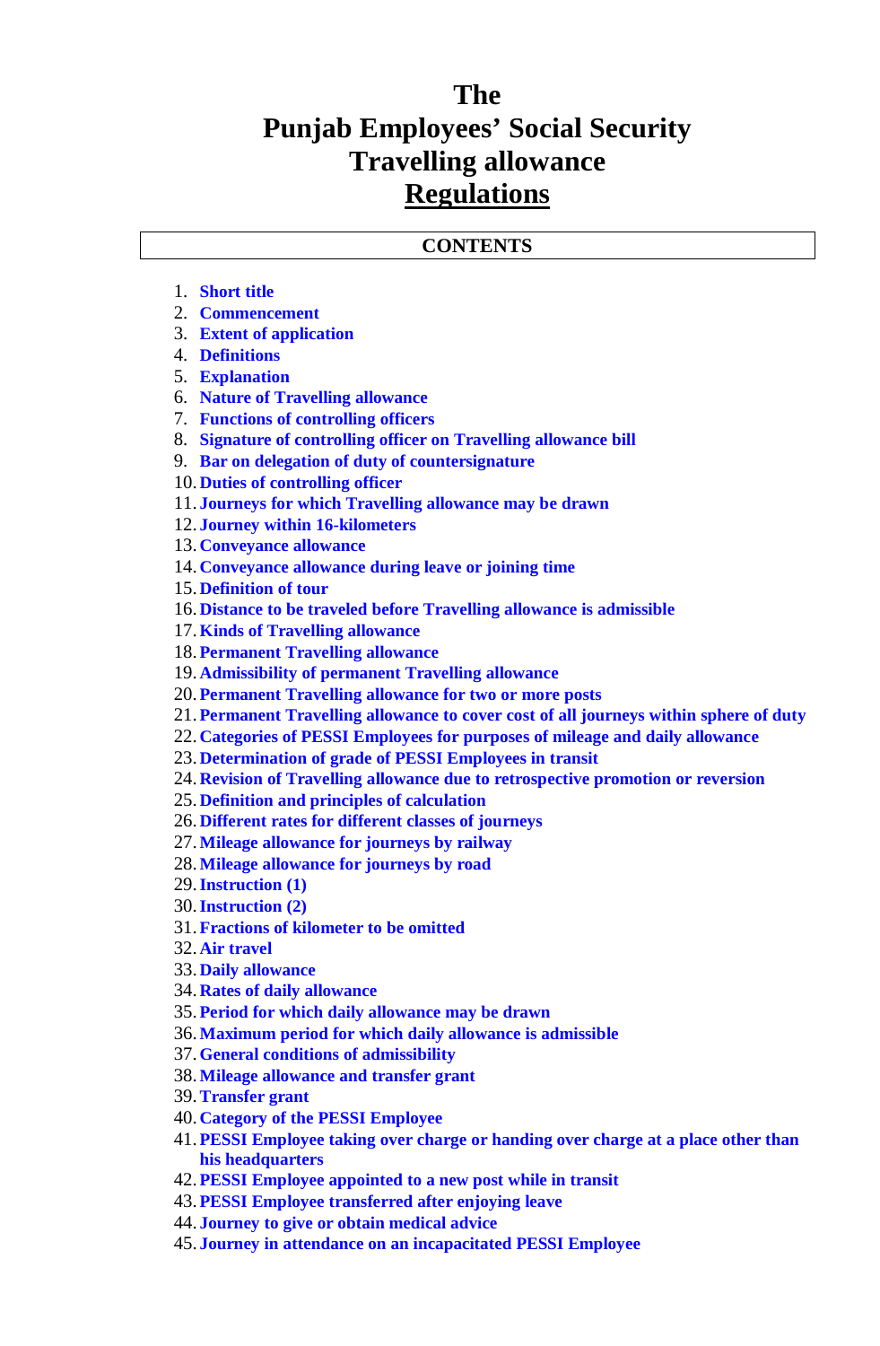# The
# Punjab Employees' Social Security
# Travelling allowance
# Regulations

**CONTENTS**

1. **Short title**
2. **Commencement**
3. **Extent of application**
4. **Definitions**
5. **Explanation**
6. **Nature of Travelling allowance**
7. **Functions of controlling officers**
8. **Signature of controlling officer on Travelling allowance bill**
9. **Bar on delegation of duty of countersignature**
10. **Duties of controlling officer**
11. **Journeys for which Travelling allowance may be drawn**
12. **Journey within 16-kilometers**
13. **Conveyance allowance**
14. **Conveyance allowance during leave or joining time**
15. **Definition of tour**
16. **Distance to be traveled before Travelling allowance is admissible**
17. **Kinds of Travelling allowance**
18. **Permanent Travelling allowance**
19. **Admissibility of permanent Travelling allowance**
20. **Permanent Travelling allowance for two or more posts**
21. **Permanent Travelling allowance to cover cost of all journeys within sphere of duty**
22. **Categories of PESSI Employees for purposes of mileage and daily allowance**
23. **Determination of grade of PESSI Employees in transit**
24. **Revision of Travelling allowance due to retrospective promotion or reversion**
25. **Definition and principles of calculation**
26. **Different rates for different classes of journeys**
27. **Mileage allowance for journeys by railway**
28. **Mileage allowance for journeys by road**
29. **Instruction (1)**
30. **Instruction (2)**
31. **Fractions of kilometer to be omitted**
32. **Air travel**
33. **Daily allowance**
34. **Rates of daily allowance**
35. **Period for which daily allowance may be drawn**
36. **Maximum period for which daily allowance is admissible**
37. **General conditions of admissibility**
38. **Mileage allowance and transfer grant**
39. **Transfer grant**
40. **Category of the PESSI Employee**
41. **PESSI Employee taking over charge or handing over charge at a place other than his headquarters**
42. **PESSI Employee appointed to a new post while in transit**
43. **PESSI Employee transferred after enjoying leave**
44. **Journey to give or obtain medical advice**
45. **Journey in attendance on an incapacitated PESSI Employee**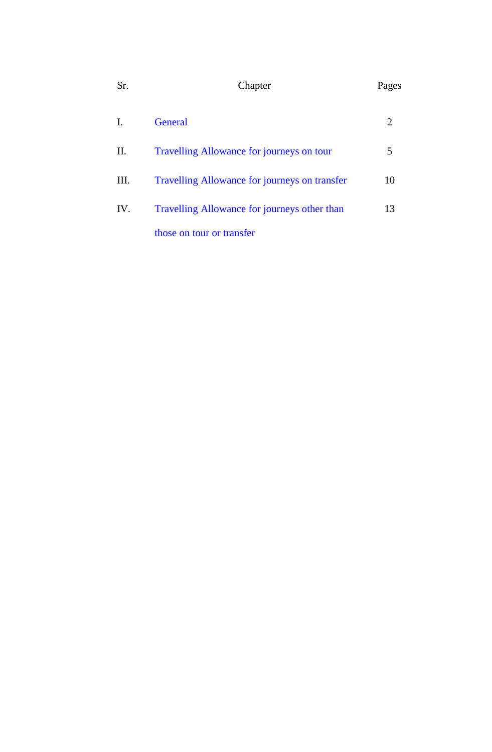| Sr. | Chapter | Pages |
| --- | --- | --- |
| I. | General | 2 |
| II. | Travelling Allowance for journeys on tour | 5 |
| III. | Travelling Allowance for journeys on transfer | 10 |
| IV. | Travelling Allowance for journeys other than those on tour or transfer | 13 |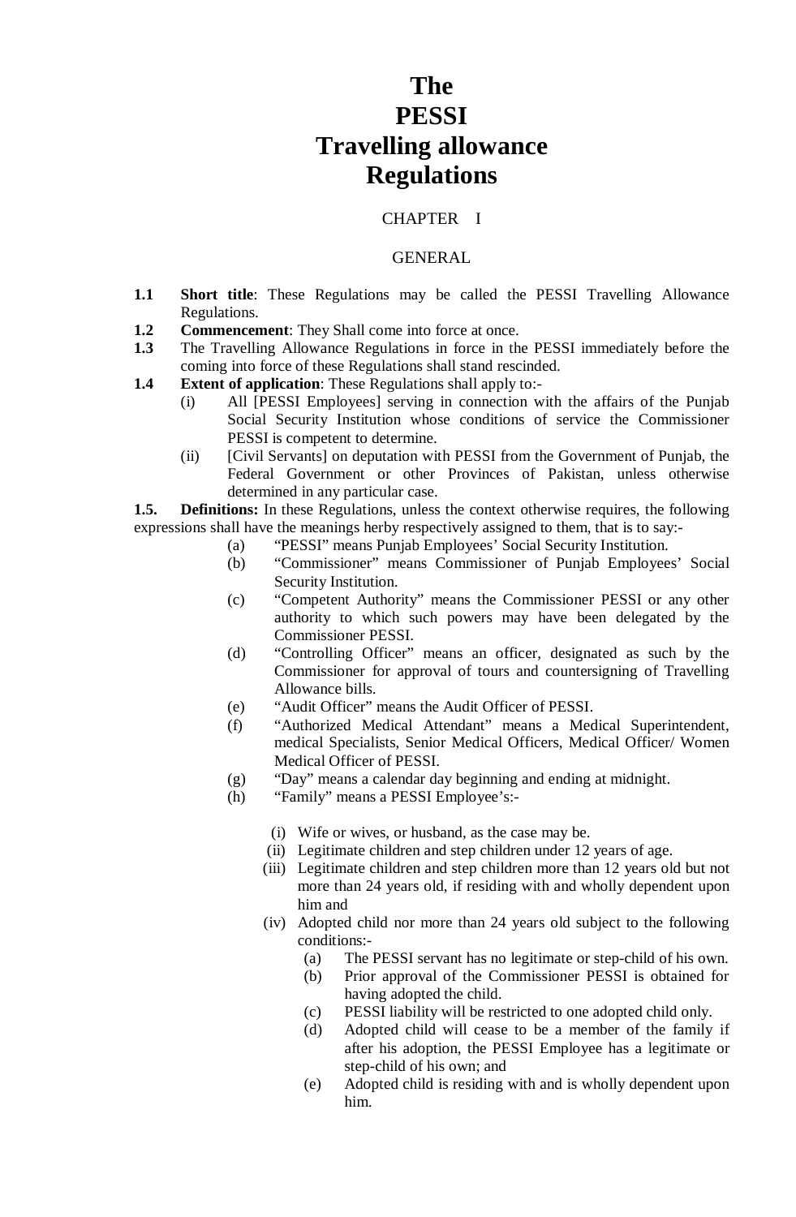# The PESSI Travelling allowance Regulations

CHAPTER I

GENERAL

**1.1** **Short title**: These Regulations may be called the PESSI Travelling Allowance Regulations.

**1.2** **Commencement**: They Shall come into force at once.

**1.3** The Travelling Allowance Regulations in force in the PESSI immediately before the coming into force of these Regulations shall stand rescinded.

**1.4** **Extent of application**: These Regulations shall apply to:-

- (i) All [PESSI Employees] serving in connection with the affairs of the Punjab Social Security Institution whose conditions of service the Commissioner PESSI is competent to determine.
- (ii) [Civil Servants] on deputation with PESSI from the Government of Punjab, the Federal Government or other Provinces of Pakistan, unless otherwise determined in any particular case.

**1.5.** **Definitions:** In these Regulations, unless the context otherwise requires, the following expressions shall have the meanings herby respectively assigned to them, that is to say:-

- (a) "PESSI" means Punjab Employees' Social Security Institution.
- (b) "Commissioner" means Commissioner of Punjab Employees' Social Security Institution.
- (c) "Competent Authority" means the Commissioner PESSI or any other authority to which such powers may have been delegated by the Commissioner PESSI.
- (d) "Controlling Officer" means an officer, designated as such by the Commissioner for approval of tours and countersigning of Travelling Allowance bills.
- (e) "Audit Officer" means the Audit Officer of PESSI.
- (f) "Authorized Medical Attendant" means a Medical Superintendent, medical Specialists, Senior Medical Officers, Medical Officer/ Women Medical Officer of PESSI.
- (g) "Day" means a calendar day beginning and ending at midnight.
- (h) "Family" means a PESSI Employee's:-
  - (i) Wife or wives, or husband, as the case may be.
  - (ii) Legitimate children and step children under 12 years of age.
  - (iii) Legitimate children and step children more than 12 years old but not more than 24 years old, if residing with and wholly dependent upon him and
  - (iv) Adopted child nor more than 24 years old subject to the following conditions:-
    - (a) The PESSI servant has no legitimate or step-child of his own.
    - (b) Prior approval of the Commissioner PESSI is obtained for having adopted the child.
    - (c) PESSI liability will be restricted to one adopted child only.
    - (d) Adopted child will cease to be a member of the family if after his adoption, the PESSI Employee has a legitimate or step-child of his own; and
    - (e) Adopted child is residing with and is wholly dependent upon him.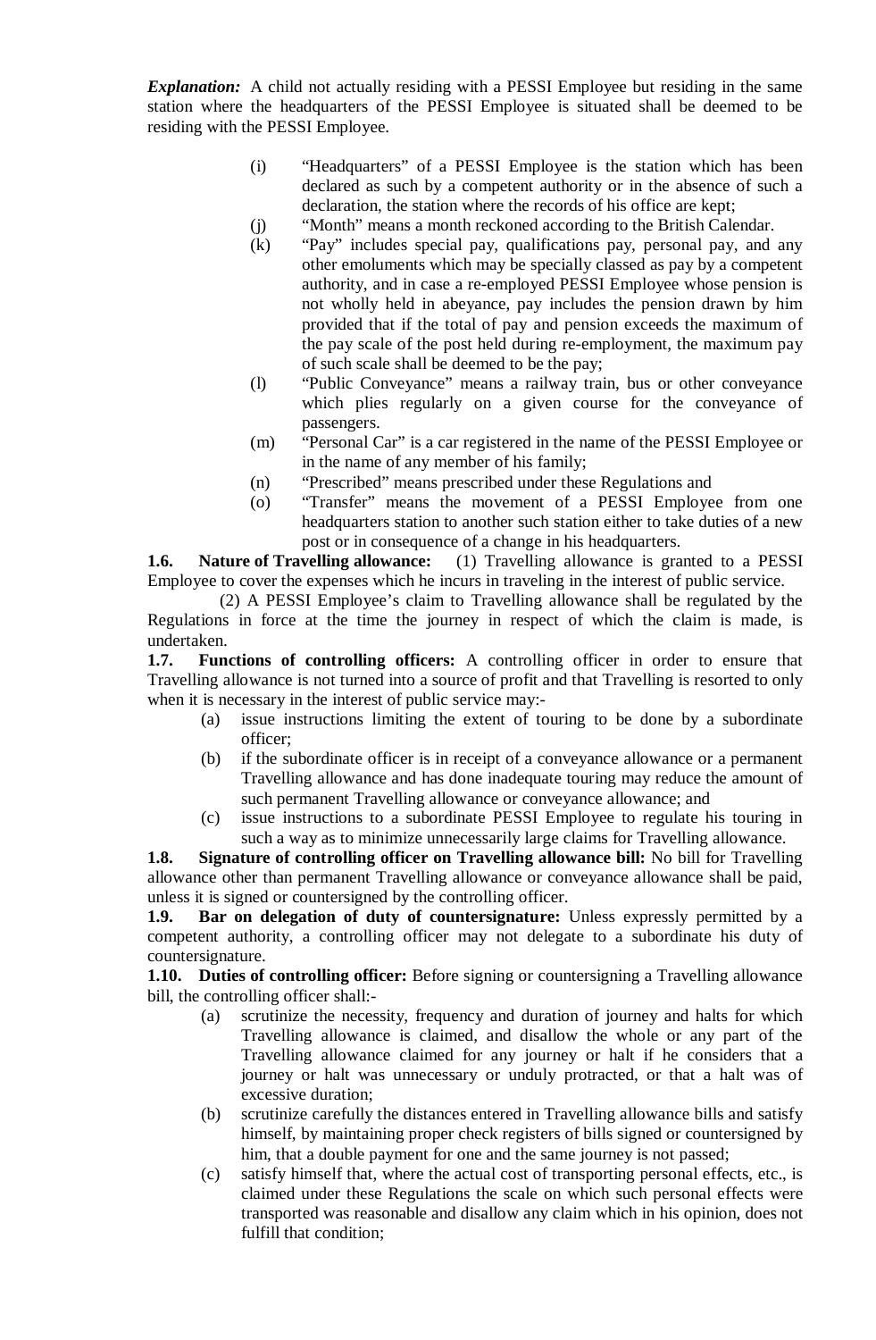***Explanation:*** A child not actually residing with a PESSI Employee but residing in the same station where the headquarters of the PESSI Employee is situated shall be deemed to be residing with the PESSI Employee.

(i) "Headquarters" of a PESSI Employee is the station which has been declared as such by a competent authority or in the absence of such a declaration, the station where the records of his office are kept;

(j) "Month" means a month reckoned according to the British Calendar.

(k) "Pay" includes special pay, qualifications pay, personal pay, and any other emoluments which may be specially classed as pay by a competent authority, and in case a re-employed PESSI Employee whose pension is not wholly held in abeyance, pay includes the pension drawn by him provided that if the total of pay and pension exceeds the maximum of the pay scale of the post held during re-employment, the maximum pay of such scale shall be deemed to be the pay;

(l) "Public Conveyance" means a railway train, bus or other conveyance which plies regularly on a given course for the conveyance of passengers.

(m) "Personal Car" is a car registered in the name of the PESSI Employee or in the name of any member of his family;

(n) "Prescribed" means prescribed under these Regulations and

(o) "Transfer" means the movement of a PESSI Employee from one headquarters station to another such station either to take duties of a new post or in consequence of a change in his headquarters.

**1.6. Nature of Travelling allowance:** (1) Travelling allowance is granted to a PESSI Employee to cover the expenses which he incurs in traveling in the interest of public service.

(2) A PESSI Employee's claim to Travelling allowance shall be regulated by the Regulations in force at the time the journey in respect of which the claim is made, is undertaken.

**1.7. Functions of controlling officers:** A controlling officer in order to ensure that Travelling allowance is not turned into a source of profit and that Travelling is resorted to only when it is necessary in the interest of public service may:-

(a) issue instructions limiting the extent of touring to be done by a subordinate officer;

(b) if the subordinate officer is in receipt of a conveyance allowance or a permanent Travelling allowance and has done inadequate touring may reduce the amount of such permanent Travelling allowance or conveyance allowance; and

(c) issue instructions to a subordinate PESSI Employee to regulate his touring in such a way as to minimize unnecessarily large claims for Travelling allowance.

**1.8. Signature of controlling officer on Travelling allowance bill:** No bill for Travelling allowance other than permanent Travelling allowance or conveyance allowance shall be paid, unless it is signed or countersigned by the controlling officer.

**1.9. Bar on delegation of duty of countersignature:** Unless expressly permitted by a competent authority, a controlling officer may not delegate to a subordinate his duty of countersignature.

**1.10. Duties of controlling officer:** Before signing or countersigning a Travelling allowance bill, the controlling officer shall:-

(a) scrutinize the necessity, frequency and duration of journey and halts for which Travelling allowance is claimed, and disallow the whole or any part of the Travelling allowance claimed for any journey or halt if he considers that a journey or halt was unnecessary or unduly protracted, or that a halt was of excessive duration;

(b) scrutinize carefully the distances entered in Travelling allowance bills and satisfy himself, by maintaining proper check registers of bills signed or countersigned by him, that a double payment for one and the same journey is not passed;

(c) satisfy himself that, where the actual cost of transporting personal effects, etc., is claimed under these Regulations the scale on which such personal effects were transported was reasonable and disallow any claim which in his opinion, does not fulfill that condition;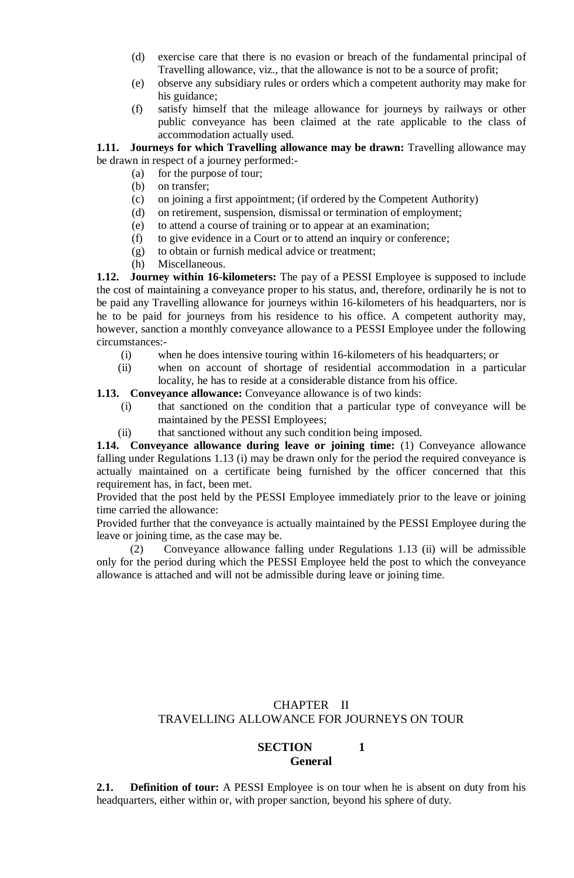(d) exercise care that there is no evasion or breach of the fundamental principal of Travelling allowance, viz., that the allowance is not to be a source of profit;

(e) observe any subsidiary rules or orders which a competent authority may make for his guidance;

(f) satisfy himself that the mileage allowance for journeys by railways or other public conveyance has been claimed at the rate applicable to the class of accommodation actually used.

**1.11. Journeys for which Travelling allowance may be drawn:** Travelling allowance may be drawn in respect of a journey performed:-

(a) for the purpose of tour;
(b) on transfer;
(c) on joining a first appointment; (if ordered by the Competent Authority)
(d) on retirement, suspension, dismissal or termination of employment;
(e) to attend a course of training or to appear at an examination;
(f) to give evidence in a Court or to attend an inquiry or conference;
(g) to obtain or furnish medical advice or treatment;
(h) Miscellaneous.

**1.12. Journey within 16-kilometers:** The pay of a PESSI Employee is supposed to include the cost of maintaining a conveyance proper to his status, and, therefore, ordinarily he is not to be paid any Travelling allowance for journeys within 16-kilometers of his headquarters, nor is he to be paid for journeys from his residence to his office. A competent authority may, however, sanction a monthly conveyance allowance to a PESSI Employee under the following circumstances:-

(i) when he does intensive touring within 16-kilometers of his headquarters; or
(ii) when on account of shortage of residential accommodation in a particular locality, he has to reside at a considerable distance from his office.

**1.13. Conveyance allowance:** Conveyance allowance is of two kinds:

(i) that sanctioned on the condition that a particular type of conveyance will be maintained by the PESSI Employees;
(ii) that sanctioned without any such condition being imposed.

**1.14. Conveyance allowance during leave or joining time:** (1) Conveyance allowance falling under Regulations 1.13 (i) may be drawn only for the period the required conveyance is actually maintained on a certificate being furnished by the officer concerned that this requirement has, in fact, been met.

Provided that the post held by the PESSI Employee immediately prior to the leave or joining time carried the allowance:

Provided further that the conveyance is actually maintained by the PESSI Employee during the leave or joining time, as the case may be.

(2) Conveyance allowance falling under Regulations 1.13 (ii) will be admissible only for the period during which the PESSI Employee held the post to which the conveyance allowance is attached and will not be admissible during leave or joining time.

# CHAPTER II
# TRAVELLING ALLOWANCE FOR JOURNEYS ON TOUR

## SECTION 1
## General

**2.1. Definition of tour:** A PESSI Employee is on tour when he is absent on duty from his headquarters, either within or, with proper sanction, beyond his sphere of duty.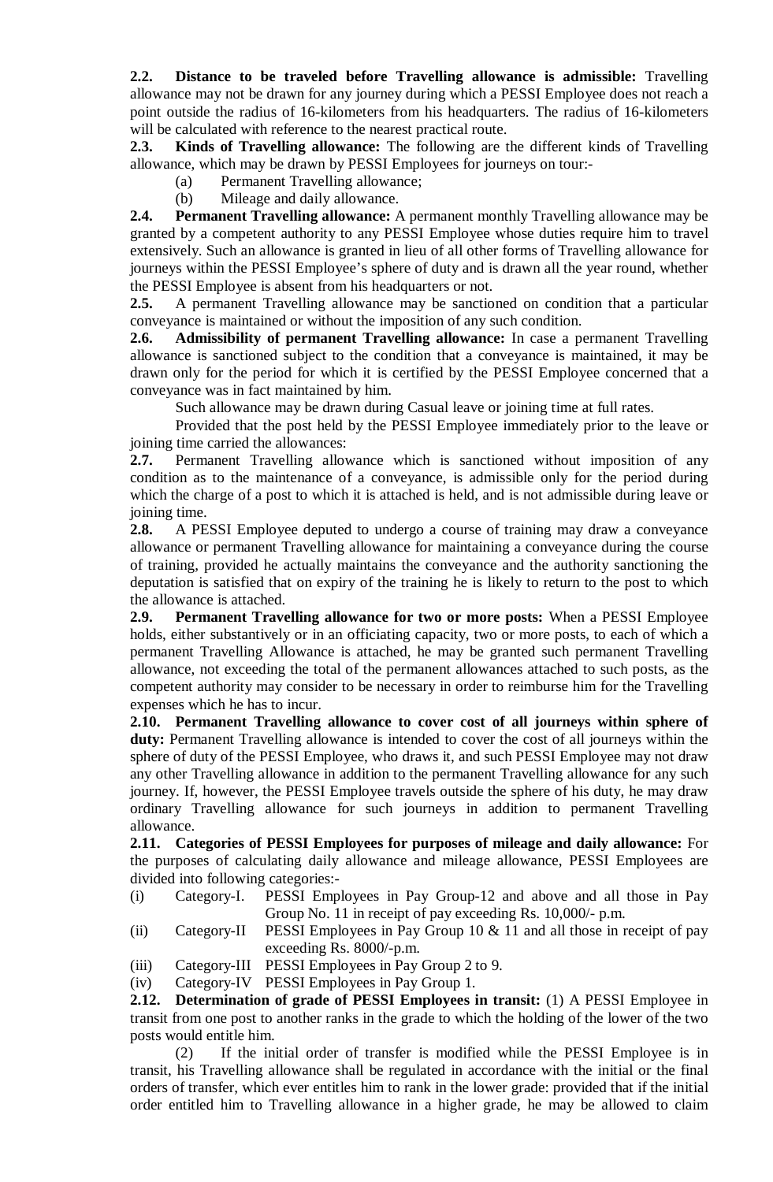**2.2. Distance to be traveled before Travelling allowance is admissible:** Travelling allowance may not be drawn for any journey during which a PESSI Employee does not reach a point outside the radius of 16-kilometers from his headquarters. The radius of 16-kilometers will be calculated with reference to the nearest practical route.

**2.3. Kinds of Travelling allowance:** The following are the different kinds of Travelling allowance, which may be drawn by PESSI Employees for journeys on tour:-

(a) Permanent Travelling allowance;

(b) Mileage and daily allowance.

**2.4. Permanent Travelling allowance:** A permanent monthly Travelling allowance may be granted by a competent authority to any PESSI Employee whose duties require him to travel extensively. Such an allowance is granted in lieu of all other forms of Travelling allowance for journeys within the PESSI Employee's sphere of duty and is drawn all the year round, whether the PESSI Employee is absent from his headquarters or not.

**2.5.** A permanent Travelling allowance may be sanctioned on condition that a particular conveyance is maintained or without the imposition of any such condition.

**2.6. Admissibility of permanent Travelling allowance:** In case a permanent Travelling allowance is sanctioned subject to the condition that a conveyance is maintained, it may be drawn only for the period for which it is certified by the PESSI Employee concerned that a conveyance was in fact maintained by him.

Such allowance may be drawn during Casual leave or joining time at full rates.

Provided that the post held by the PESSI Employee immediately prior to the leave or joining time carried the allowances:

**2.7.** Permanent Travelling allowance which is sanctioned without imposition of any condition as to the maintenance of a conveyance, is admissible only for the period during which the charge of a post to which it is attached is held, and is not admissible during leave or joining time.

**2.8.** A PESSI Employee deputed to undergo a course of training may draw a conveyance allowance or permanent Travelling allowance for maintaining a conveyance during the course of training, provided he actually maintains the conveyance and the authority sanctioning the deputation is satisfied that on expiry of the training he is likely to return to the post to which the allowance is attached.

**2.9. Permanent Travelling allowance for two or more posts:** When a PESSI Employee holds, either substantively or in an officiating capacity, two or more posts, to each of which a permanent Travelling Allowance is attached, he may be granted such permanent Travelling allowance, not exceeding the total of the permanent allowances attached to such posts, as the competent authority may consider to be necessary in order to reimburse him for the Travelling expenses which he has to incur.

**2.10. Permanent Travelling allowance to cover cost of all journeys within sphere of duty:** Permanent Travelling allowance is intended to cover the cost of all journeys within the sphere of duty of the PESSI Employee, who draws it, and such PESSI Employee may not draw any other Travelling allowance in addition to the permanent Travelling allowance for any such journey. If, however, the PESSI Employee travels outside the sphere of his duty, he may draw ordinary Travelling allowance for such journeys in addition to permanent Travelling allowance.

**2.11. Categories of PESSI Employees for purposes of mileage and daily allowance:** For the purposes of calculating daily allowance and mileage allowance, PESSI Employees are divided into following categories:-

(i) Category-I. PESSI Employees in Pay Group-12 and above and all those in Pay Group No. 11 in receipt of pay exceeding Rs. 10,000/- p.m.

(ii) Category-II PESSI Employees in Pay Group 10 & 11 and all those in receipt of pay exceeding Rs. 8000/-p.m.

(iii) Category-III PESSI Employees in Pay Group 2 to 9.

(iv) Category-IV PESSI Employees in Pay Group 1.

**2.12. Determination of grade of PESSI Employees in transit:** (1) A PESSI Employee in transit from one post to another ranks in the grade to which the holding of the lower of the two posts would entitle him.

(2) If the initial order of transfer is modified while the PESSI Employee is in transit, his Travelling allowance shall be regulated in accordance with the initial or the final orders of transfer, which ever entitles him to rank in the lower grade: provided that if the initial order entitled him to Travelling allowance in a higher grade, he may be allowed to claim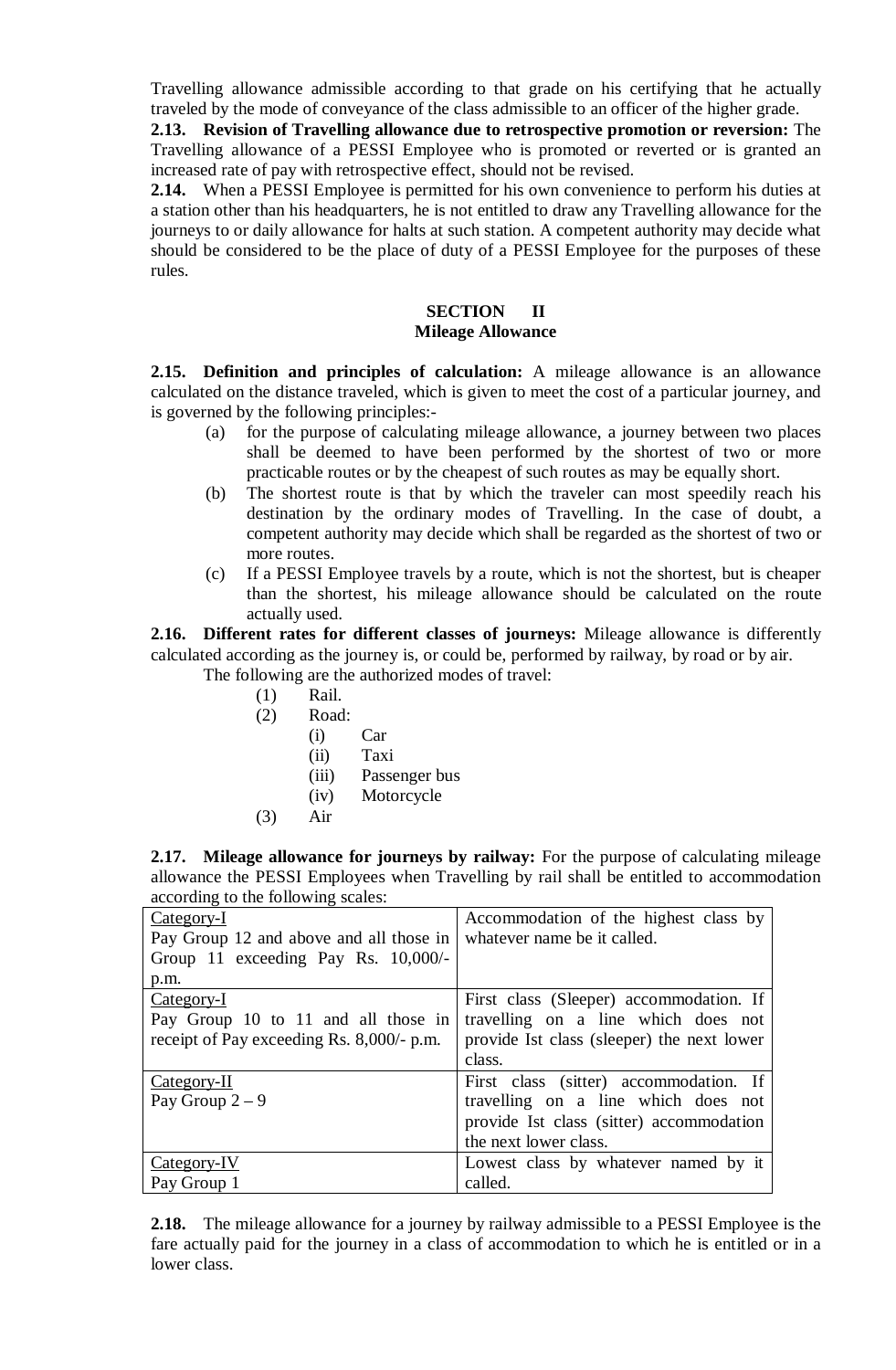Travelling allowance admissible according to that grade on his certifying that he actually traveled by the mode of conveyance of the class admissible to an officer of the higher grade.

**2.13. Revision of Travelling allowance due to retrospective promotion or reversion:** The Travelling allowance of a PESSI Employee who is promoted or reverted or is granted an increased rate of pay with retrospective effect, should not be revised.

**2.14.** When a PESSI Employee is permitted for his own convenience to perform his duties at a station other than his headquarters, he is not entitled to draw any Travelling allowance for the journeys to or daily allowance for halts at such station. A competent authority may decide what should be considered to be the place of duty of a PESSI Employee for the purposes of these rules.

## SECTION II
## Mileage Allowance

**2.15. Definition and principles of calculation:** A mileage allowance is an allowance calculated on the distance traveled, which is given to meet the cost of a particular journey, and is governed by the following principles:-

(a) for the purpose of calculating mileage allowance, a journey between two places shall be deemed to have been performed by the shortest of two or more practicable routes or by the cheapest of such routes as may be equally short.

(b) The shortest route is that by which the traveler can most speedily reach his destination by the ordinary modes of Travelling. In the case of doubt, a competent authority may decide which shall be regarded as the shortest of two or more routes.

(c) If a PESSI Employee travels by a route, which is not the shortest, but is cheaper than the shortest, his mileage allowance should be calculated on the route actually used.

**2.16. Different rates for different classes of journeys:** Mileage allowance is differently calculated according as the journey is, or could be, performed by railway, by road or by air.

The following are the authorized modes of travel:

(1) Rail.
(2) Road:
  (i) Car
  (ii) Taxi
  (iii) Passenger bus
  (iv) Motorcycle
(3) Air

**2.17. Mileage allowance for journeys by railway:** For the purpose of calculating mileage allowance the PESSI Employees when Travelling by rail shall be entitled to accommodation according to the following scales:

| | |
|---|---|
| Category-I<br>Pay Group 12 and above and all those in Group 11 exceeding Pay Rs. 10,000/- p.m. | Accommodation of the highest class by whatever name be it called. |
| Category-I<br>Pay Group 10 to 11 and all those in receipt of Pay exceeding Rs. 8,000/- p.m. | First class (Sleeper) accommodation. If travelling on a line which does not provide Ist class (sleeper) the next lower class. |
| Category-II<br>Pay Group 2 – 9 | First class (sitter) accommodation. If travelling on a line which does not provide Ist class (sitter) accommodation the next lower class. |
| Category-IV<br>Pay Group 1 | Lowest class by whatever named by it called. |

**2.18.** The mileage allowance for a journey by railway admissible to a PESSI Employee is the fare actually paid for the journey in a class of accommodation to which he is entitled or in a lower class.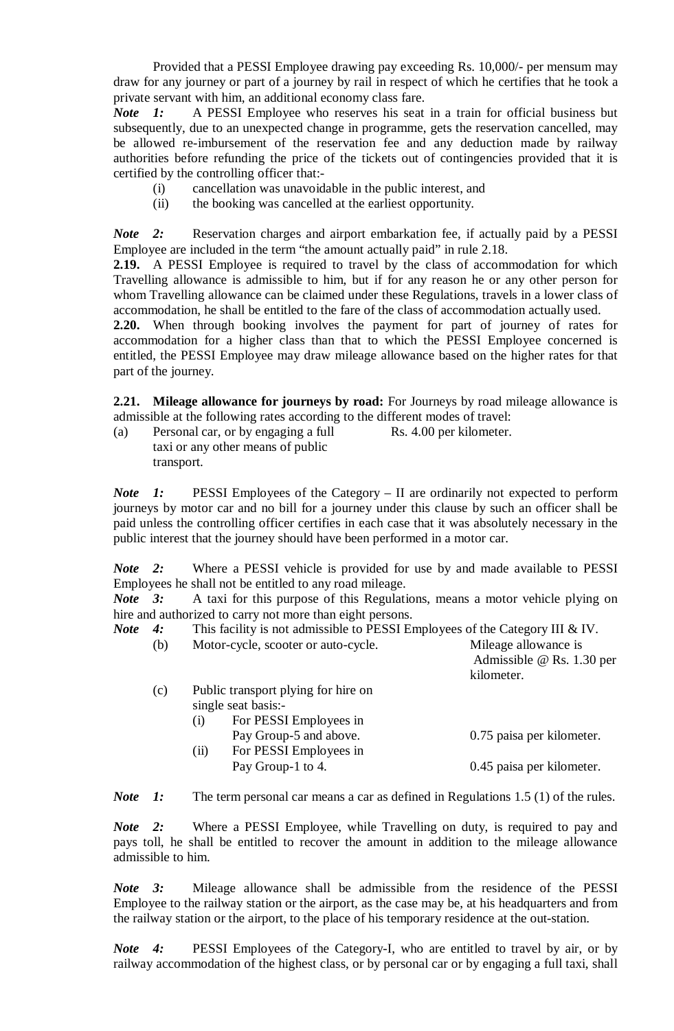Provided that a PESSI Employee drawing pay exceeding Rs. 10,000/- per mensum may draw for any journey or part of a journey by rail in respect of which he certifies that he took a private servant with him, an additional economy class fare.

*Note 1:* A PESSI Employee who reserves his seat in a train for official business but subsequently, due to an unexpected change in programme, gets the reservation cancelled, may be allowed re-imbursement of the reservation fee and any deduction made by railway authorities before refunding the price of the tickets out of contingencies provided that it is certified by the controlling officer that:-

(i) cancellation was unavoidable in the public interest, and
(ii) the booking was cancelled at the earliest opportunity.

*Note 2:* Reservation charges and airport embarkation fee, if actually paid by a PESSI Employee are included in the term "the amount actually paid" in rule 2.18.

**2.19.** A PESSI Employee is required to travel by the class of accommodation for which Travelling allowance is admissible to him, but if for any reason he or any other person for whom Travelling allowance can be claimed under these Regulations, travels in a lower class of accommodation, he shall be entitled to the fare of the class of accommodation actually used.

**2.20.** When through booking involves the payment for part of journey of rates for accommodation for a higher class than that to which the PESSI Employee concerned is entitled, the PESSI Employee may draw mileage allowance based on the higher rates for that part of the journey.

**2.21. Mileage allowance for journeys by road:** For Journeys by road mileage allowance is admissible at the following rates according to the different modes of travel:

(a) Personal car, or by engaging a full taxi or any other means of public transport. — Rs. 4.00 per kilometer.

*Note 1:* PESSI Employees of the Category – II are ordinarily not expected to perform journeys by motor car and no bill for a journey under this clause by such an officer shall be paid unless the controlling officer certifies in each case that it was absolutely necessary in the public interest that the journey should have been performed in a motor car.

*Note 2:* Where a PESSI vehicle is provided for use by and made available to PESSI Employees he shall not be entitled to any road mileage.

*Note 3:* A taxi for this purpose of this Regulations, means a motor vehicle plying on hire and authorized to carry not more than eight persons.

*Note 4:* This facility is not admissible to PESSI Employees of the Category III & IV.

(b) Motor-cycle, scooter or auto-cycle. — Mileage allowance is Admissible @ Rs. 1.30 per kilometer.

(c) Public transport plying for hire on single seat basis:-

(i) For PESSI Employees in Pay Group-5 and above. — 0.75 paisa per kilometer.
(ii) For PESSI Employees in Pay Group-1 to 4. — 0.45 paisa per kilometer.

*Note 1:* The term personal car means a car as defined in Regulations 1.5 (1) of the rules.

*Note 2:* Where a PESSI Employee, while Travelling on duty, is required to pay and pays toll, he shall be entitled to recover the amount in addition to the mileage allowance admissible to him.

*Note 3:* Mileage allowance shall be admissible from the residence of the PESSI Employee to the railway station or the airport, as the case may be, at his headquarters and from the railway station or the airport, to the place of his temporary residence at the out-station.

*Note 4:* PESSI Employees of the Category-I, who are entitled to travel by air, or by railway accommodation of the highest class, or by personal car or by engaging a full taxi, shall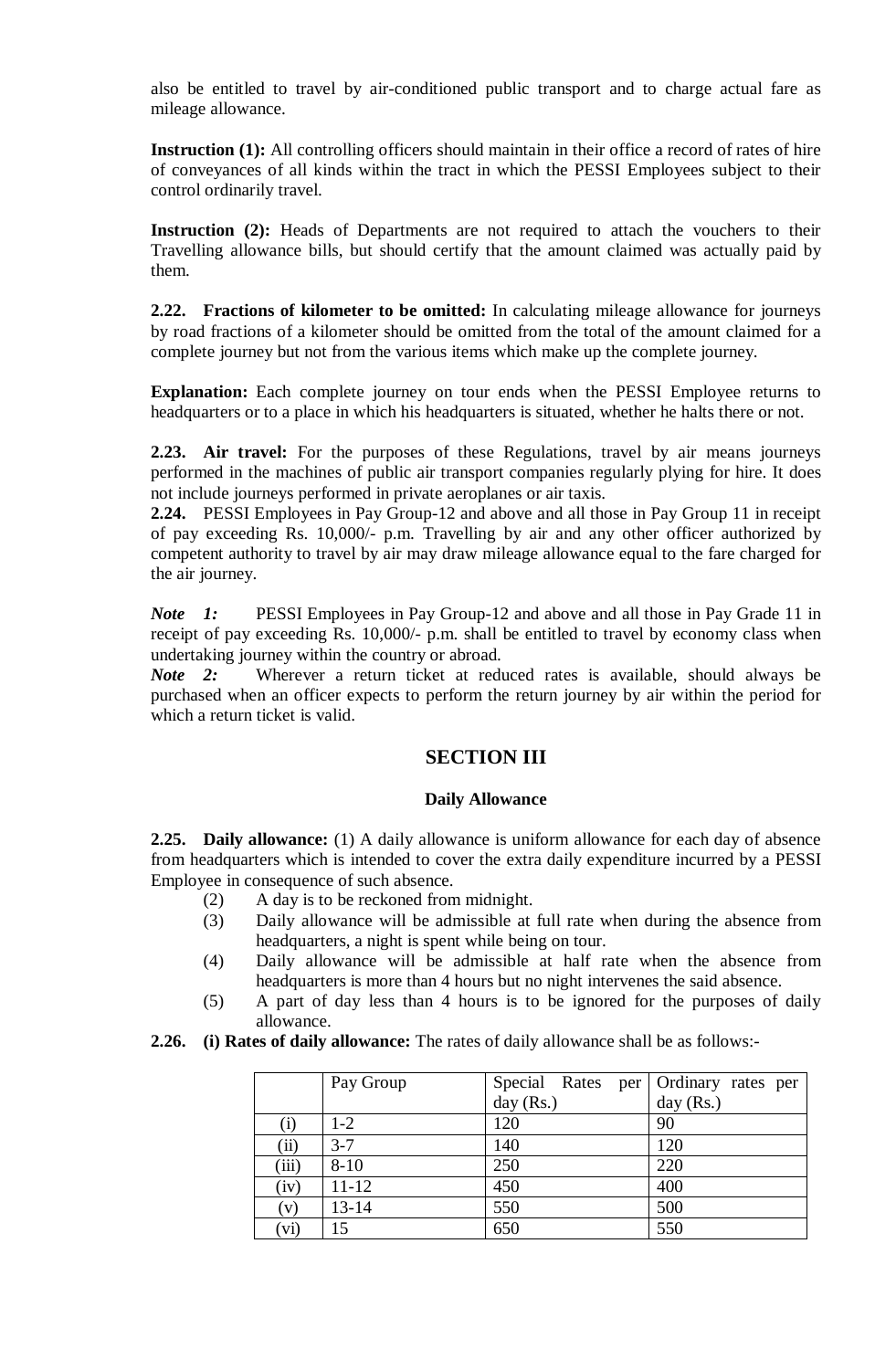also be entitled to travel by air-conditioned public transport and to charge actual fare as mileage allowance.

**Instruction (1):** All controlling officers should maintain in their office a record of rates of hire of conveyances of all kinds within the tract in which the PESSI Employees subject to their control ordinarily travel.

**Instruction (2):** Heads of Departments are not required to attach the vouchers to their Travelling allowance bills, but should certify that the amount claimed was actually paid by them.

**2.22. Fractions of kilometer to be omitted:** In calculating mileage allowance for journeys by road fractions of a kilometer should be omitted from the total of the amount claimed for a complete journey but not from the various items which make up the complete journey.

**Explanation:** Each complete journey on tour ends when the PESSI Employee returns to headquarters or to a place in which his headquarters is situated, whether he halts there or not.

**2.23. Air travel:** For the purposes of these Regulations, travel by air means journeys performed in the machines of public air transport companies regularly plying for hire. It does not include journeys performed in private aeroplanes or air taxis.

**2.24.** PESSI Employees in Pay Group-12 and above and all those in Pay Group 11 in receipt of pay exceeding Rs. 10,000/- p.m. Travelling by air and any other officer authorized by competent authority to travel by air may draw mileage allowance equal to the fare charged for the air journey.

***Note 1:*** PESSI Employees in Pay Group-12 and above and all those in Pay Grade 11 in receipt of pay exceeding Rs. 10,000/- p.m. shall be entitled to travel by economy class when undertaking journey within the country or abroad.

***Note 2:*** Wherever a return ticket at reduced rates is available, should always be purchased when an officer expects to perform the return journey by air within the period for which a return ticket is valid.

## SECTION III

### Daily Allowance

**2.25. Daily allowance:** (1) A daily allowance is uniform allowance for each day of absence from headquarters which is intended to cover the extra daily expenditure incurred by a PESSI Employee in consequence of such absence.

(2) A day is to be reckoned from midnight.

(3) Daily allowance will be admissible at full rate when during the absence from headquarters, a night is spent while being on tour.

(4) Daily allowance will be admissible at half rate when the absence from headquarters is more than 4 hours but no night intervenes the said absence.

(5) A part of day less than 4 hours is to be ignored for the purposes of daily allowance.

**2.26. (i) Rates of daily allowance:** The rates of daily allowance shall be as follows:-

| | Pay Group | Special Rates per day (Rs.) | Ordinary rates per day (Rs.) |
|---|---|---|---|
| (i) | 1-2 | 120 | 90 |
| (ii) | 3-7 | 140 | 120 |
| (iii) | 8-10 | 250 | 220 |
| (iv) | 11-12 | 450 | 400 |
| (v) | 13-14 | 550 | 500 |
| (vi) | 15 | 650 | 550 |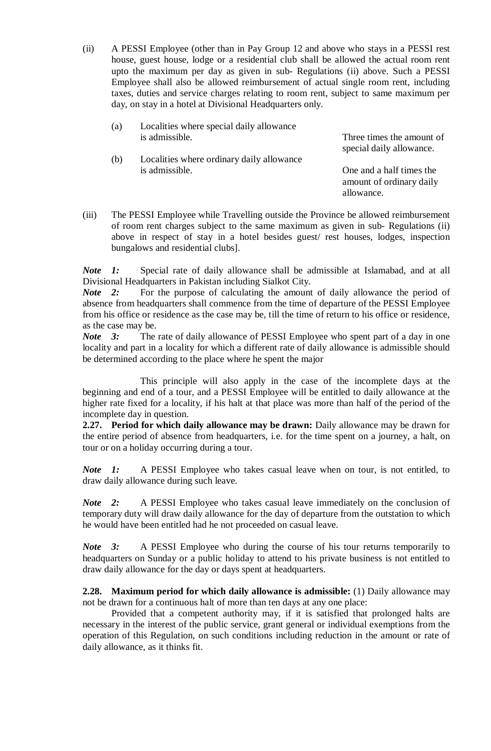(ii) A PESSI Employee (other than in Pay Group 12 and above who stays in a PESSI rest house, guest house, lodge or a residential club shall be allowed the actual room rent upto the maximum per day as given in sub- Regulations (ii) above. Such a PESSI Employee shall also be allowed reimbursement of actual single room rent, including taxes, duties and service charges relating to room rent, subject to same maximum per day, on stay in a hotel at Divisional Headquarters only.

| | | |
|---|---|---|
| (a) | Localities where special daily allowance is admissible. | Three times the amount of special daily allowance. |
| (b) | Localities where ordinary daily allowance is admissible. | One and a half times the amount of ordinary daily allowance. |

(iii) The PESSI Employee while Travelling outside the Province be allowed reimbursement of room rent charges subject to the same maximum as given in sub- Regulations (ii) above in respect of stay in a hotel besides guest/ rest houses, lodges, inspection bungalows and residential clubs].

***Note 1:*** Special rate of daily allowance shall be admissible at Islamabad, and at all Divisional Headquarters in Pakistan including Sialkot City.
***Note 2:*** For the purpose of calculating the amount of daily allowance the period of absence from headquarters shall commence from the time of departure of the PESSI Employee from his office or residence as the case may be, till the time of return to his office or residence, as the case may be.
***Note 3:*** The rate of daily allowance of PESSI Employee who spent part of a day in one locality and part in a locality for which a different rate of daily allowance is admissible should be determined according to the place where he spent the major

This principle will also apply in the case of the incomplete days at the beginning and end of a tour, and a PESSI Employee will be entitled to daily allowance at the higher rate fixed for a locality, if his halt at that place was more than half of the period of the incomplete day in question.

**2.27. Period for which daily allowance may be drawn:** Daily allowance may be drawn for the entire period of absence from headquarters, i.e. for the time spent on a journey, a halt, on tour or on a holiday occurring during a tour.

***Note 1:*** A PESSI Employee who takes casual leave when on tour, is not entitled, to draw daily allowance during such leave.

***Note 2:*** A PESSI Employee who takes casual leave immediately on the conclusion of temporary duty will draw daily allowance for the day of departure from the outstation to which he would have been entitled had he not proceeded on casual leave.

***Note 3:*** A PESSI Employee who during the course of his tour returns temporarily to headquarters on Sunday or a public holiday to attend to his private business is not entitled to draw daily allowance for the day or days spent at headquarters.

**2.28. Maximum period for which daily allowance is admissible:** (1) Daily allowance may not be drawn for a continuous halt of more than ten days at any one place:

Provided that a competent authority may, if it is satisfied that prolonged halts are necessary in the interest of the public service, grant general or individual exemptions from the operation of this Regulation, on such conditions including reduction in the amount or rate of daily allowance, as it thinks fit.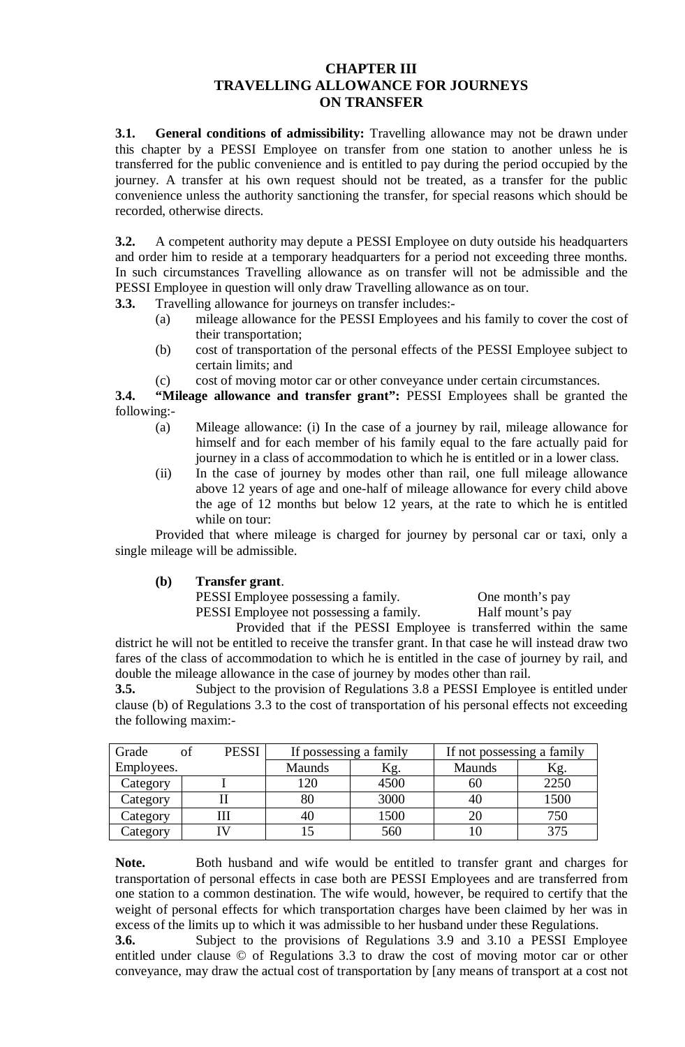# CHAPTER III
## TRAVELLING ALLOWANCE FOR JOURNEYS ON TRANSFER

**3.1. General conditions of admissibility:** Travelling allowance may not be drawn under this chapter by a PESSI Employee on transfer from one station to another unless he is transferred for the public convenience and is entitled to pay during the period occupied by the journey. A transfer at his own request should not be treated, as a transfer for the public convenience unless the authority sanctioning the transfer, for special reasons which should be recorded, otherwise directs.

**3.2.** A competent authority may depute a PESSI Employee on duty outside his headquarters and order him to reside at a temporary headquarters for a period not exceeding three months. In such circumstances Travelling allowance as on transfer will not be admissible and the PESSI Employee in question will only draw Travelling allowance as on tour.

**3.3.** Travelling allowance for journeys on transfer includes:-

(a) mileage allowance for the PESSI Employees and his family to cover the cost of their transportation;

(b) cost of transportation of the personal effects of the PESSI Employee subject to certain limits; and

(c) cost of moving motor car or other conveyance under certain circumstances.

**3.4. "Mileage allowance and transfer grant":** PESSI Employees shall be granted the following:-

(a) Mileage allowance: (i) In the case of a journey by rail, mileage allowance for himself and for each member of his family equal to the fare actually paid for journey in a class of accommodation to which he is entitled or in a lower class.

(ii) In the case of journey by modes other than rail, one full mileage allowance above 12 years of age and one-half of mileage allowance for every child above the age of 12 months but below 12 years, at the rate to which he is entitled while on tour:

Provided that where mileage is charged for journey by personal car or taxi, only a single mileage will be admissible.

**(b) Transfer grant**.

PESSI Employee possessing a family. One month's pay

PESSI Employee not possessing a family. Half mount's pay

Provided that if the PESSI Employee is transferred within the same district he will not be entitled to receive the transfer grant. In that case he will instead draw two fares of the class of accommodation to which he is entitled in the case of journey by rail, and double the mileage allowance in the case of journey by modes other than rail.

**3.5.** Subject to the provision of Regulations 3.8 a PESSI Employee is entitled under clause (b) of Regulations 3.3 to the cost of transportation of his personal effects not exceeding the following maxim:-

| Grade of PESSI Employees. | | If possessing a family | | If not possessing a family | |
|---|---|---|---|---|---|
| | | Maunds | Kg. | Maunds | Kg. |
| Category | I | 120 | 4500 | 60 | 2250 |
| Category | II | 80 | 3000 | 40 | 1500 |
| Category | III | 40 | 1500 | 20 | 750 |
| Category | IV | 15 | 560 | 10 | 375 |

**Note.** Both husband and wife would be entitled to transfer grant and charges for transportation of personal effects in case both are PESSI Employees and are transferred from one station to a common destination. The wife would, however, be required to certify that the weight of personal effects for which transportation charges have been claimed by her was in excess of the limits up to which it was admissible to her husband under these Regulations.

**3.6.** Subject to the provisions of Regulations 3.9 and 3.10 a PESSI Employee entitled under clause © of Regulations 3.3 to draw the cost of moving motor car or other conveyance, may draw the actual cost of transportation by [any means of transport at a cost not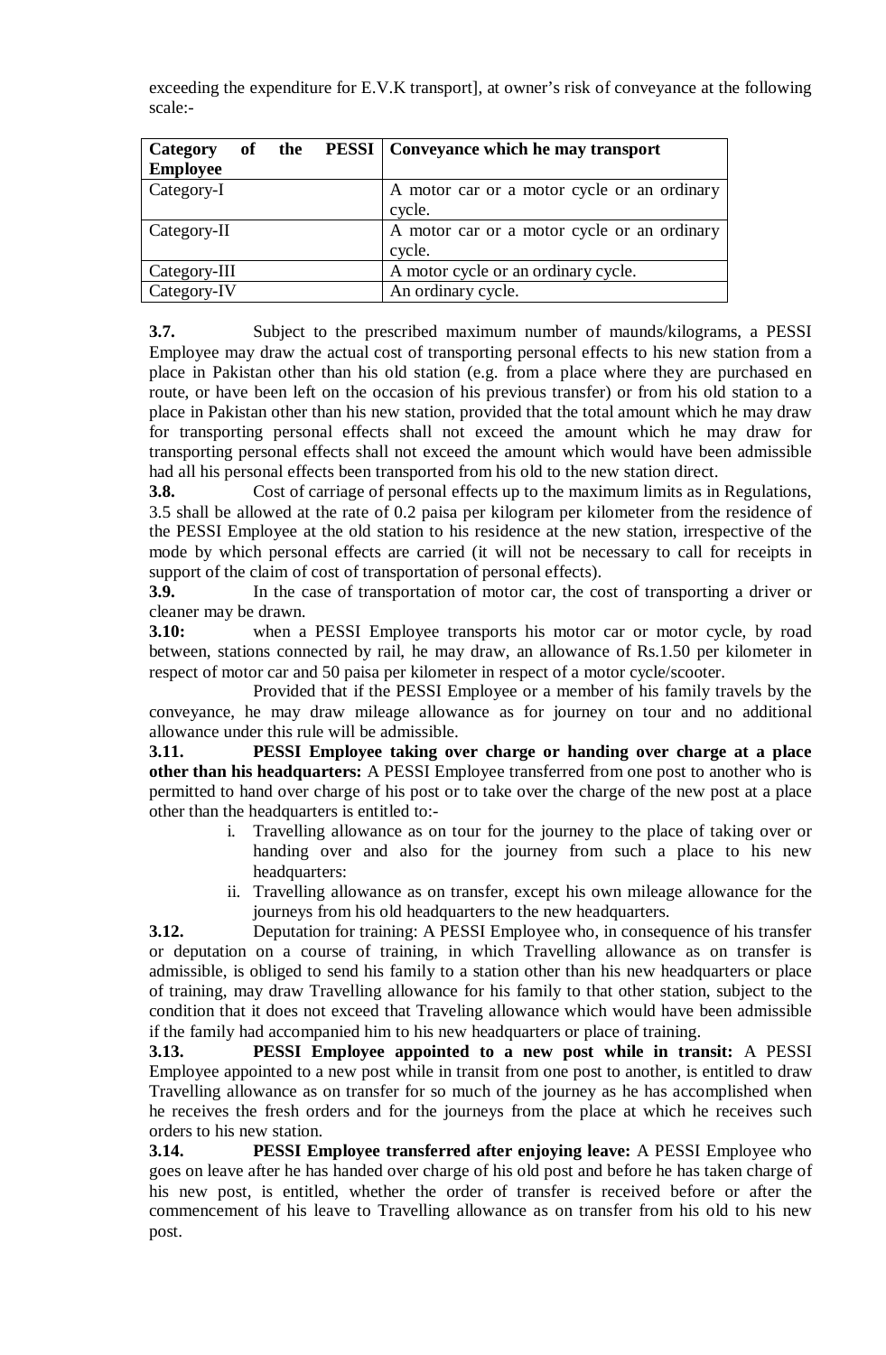exceeding the expenditure for E.V.K transport], at owner's risk of conveyance at the following scale:-

| Category of the PESSI Employee | Conveyance which he may transport |
|---|---|
| Category-I | A motor car or a motor cycle or an ordinary cycle. |
| Category-II | A motor car or a motor cycle or an ordinary cycle. |
| Category-III | A motor cycle or an ordinary cycle. |
| Category-IV | An ordinary cycle. |

**3.7.** Subject to the prescribed maximum number of maunds/kilograms, a PESSI Employee may draw the actual cost of transporting personal effects to his new station from a place in Pakistan other than his old station (e.g. from a place where they are purchased en route, or have been left on the occasion of his previous transfer) or from his old station to a place in Pakistan other than his new station, provided that the total amount which he may draw for transporting personal effects shall not exceed the amount which he may draw for transporting personal effects shall not exceed the amount which would have been admissible had all his personal effects been transported from his old to the new station direct.

**3.8.** Cost of carriage of personal effects up to the maximum limits as in Regulations, 3.5 shall be allowed at the rate of 0.2 paisa per kilogram per kilometer from the residence of the PESSI Employee at the old station to his residence at the new station, irrespective of the mode by which personal effects are carried (it will not be necessary to call for receipts in support of the claim of cost of transportation of personal effects).

**3.9.** In the case of transportation of motor car, the cost of transporting a driver or cleaner may be drawn.

**3.10:** when a PESSI Employee transports his motor car or motor cycle, by road between, stations connected by rail, he may draw, an allowance of Rs.1.50 per kilometer in respect of motor car and 50 paisa per kilometer in respect of a motor cycle/scooter.

Provided that if the PESSI Employee or a member of his family travels by the conveyance, he may draw mileage allowance as for journey on tour and no additional allowance under this rule will be admissible.

**3.11. PESSI Employee taking over charge or handing over charge at a place other than his headquarters:** A PESSI Employee transferred from one post to another who is permitted to hand over charge of his post or to take over the charge of the new post at a place other than the headquarters is entitled to:-

i. Travelling allowance as on tour for the journey to the place of taking over or handing over and also for the journey from such a place to his new headquarters:
ii. Travelling allowance as on transfer, except his own mileage allowance for the journeys from his old headquarters to the new headquarters.

**3.12.** Deputation for training: A PESSI Employee who, in consequence of his transfer or deputation on a course of training, in which Travelling allowance as on transfer is admissible, is obliged to send his family to a station other than his new headquarters or place of training, may draw Travelling allowance for his family to that other station, subject to the condition that it does not exceed that Traveling allowance which would have been admissible if the family had accompanied him to his new headquarters or place of training.

**3.13. PESSI Employee appointed to a new post while in transit:** A PESSI Employee appointed to a new post while in transit from one post to another, is entitled to draw Travelling allowance as on transfer for so much of the journey as he has accomplished when he receives the fresh orders and for the journeys from the place at which he receives such orders to his new station.

**3.14. PESSI Employee transferred after enjoying leave:** A PESSI Employee who goes on leave after he has handed over charge of his old post and before he has taken charge of his new post, is entitled, whether the order of transfer is received before or after the commencement of his leave to Travelling allowance as on transfer from his old to his new post.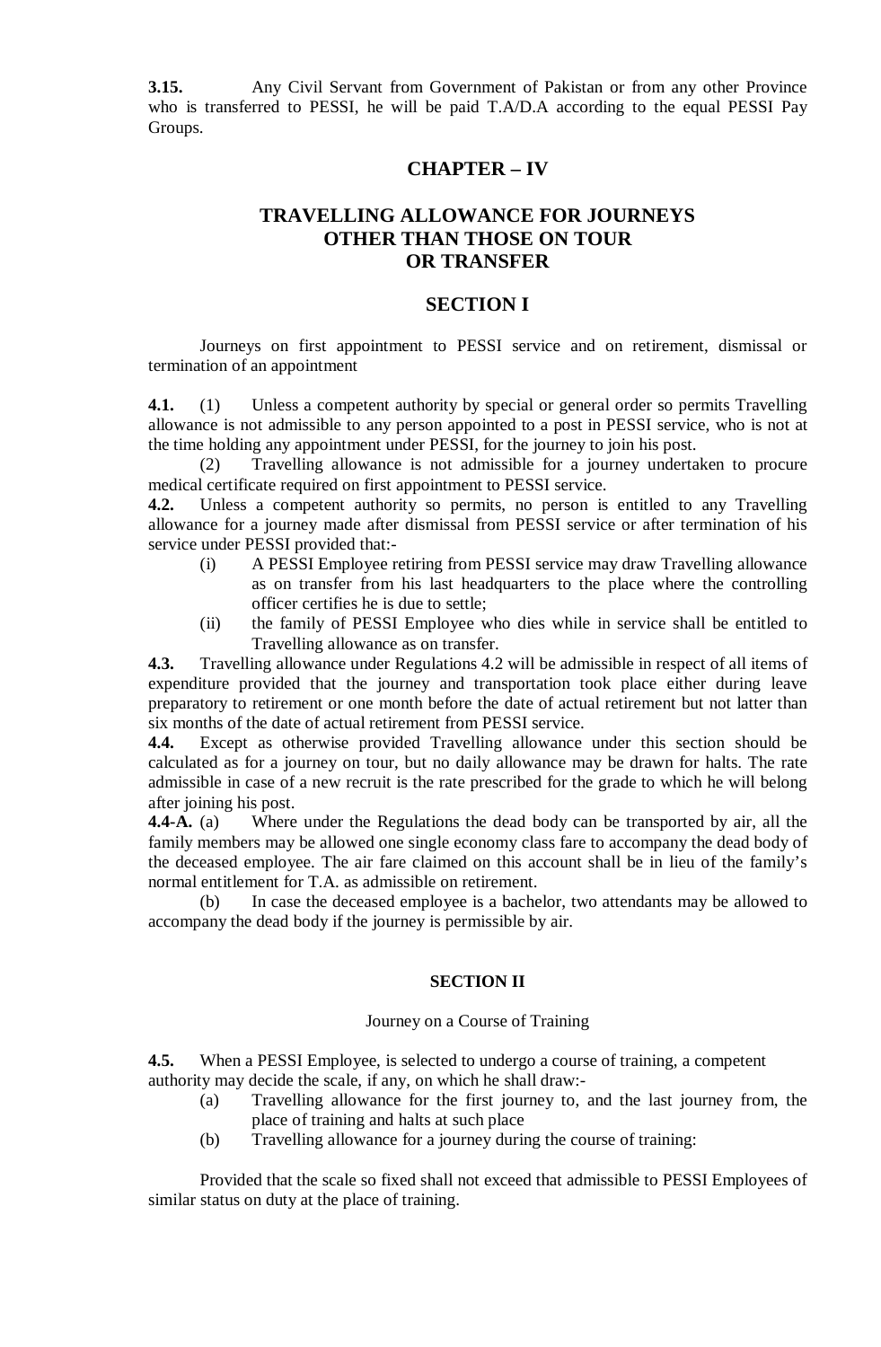**3.15.** Any Civil Servant from Government of Pakistan or from any other Province who is transferred to PESSI, he will be paid T.A/D.A according to the equal PESSI Pay Groups.

## CHAPTER – IV

## TRAVELLING ALLOWANCE FOR JOURNEYS OTHER THAN THOSE ON TOUR OR TRANSFER

### SECTION I

Journeys on first appointment to PESSI service and on retirement, dismissal or termination of an appointment

**4.1.** (1) Unless a competent authority by special or general order so permits Travelling allowance is not admissible to any person appointed to a post in PESSI service, who is not at the time holding any appointment under PESSI, for the journey to join his post.

(2) Travelling allowance is not admissible for a journey undertaken to procure medical certificate required on first appointment to PESSI service.

**4.2.** Unless a competent authority so permits, no person is entitled to any Travelling allowance for a journey made after dismissal from PESSI service or after termination of his service under PESSI provided that:-

(i) A PESSI Employee retiring from PESSI service may draw Travelling allowance as on transfer from his last headquarters to the place where the controlling officer certifies he is due to settle;

(ii) the family of PESSI Employee who dies while in service shall be entitled to Travelling allowance as on transfer.

**4.3.** Travelling allowance under Regulations 4.2 will be admissible in respect of all items of expenditure provided that the journey and transportation took place either during leave preparatory to retirement or one month before the date of actual retirement but not latter than six months of the date of actual retirement from PESSI service.

**4.4.** Except as otherwise provided Travelling allowance under this section should be calculated as for a journey on tour, but no daily allowance may be drawn for halts. The rate admissible in case of a new recruit is the rate prescribed for the grade to which he will belong after joining his post.

**4.4-A.** (a) Where under the Regulations the dead body can be transported by air, all the family members may be allowed one single economy class fare to accompany the dead body of the deceased employee. The air fare claimed on this account shall be in lieu of the family's normal entitlement for T.A. as admissible on retirement.

(b) In case the deceased employee is a bachelor, two attendants may be allowed to accompany the dead body if the journey is permissible by air.

#### SECTION II

Journey on a Course of Training

**4.5.** When a PESSI Employee, is selected to undergo a course of training, a competent authority may decide the scale, if any, on which he shall draw:-

(a) Travelling allowance for the first journey to, and the last journey from, the place of training and halts at such place

(b) Travelling allowance for a journey during the course of training:

Provided that the scale so fixed shall not exceed that admissible to PESSI Employees of similar status on duty at the place of training.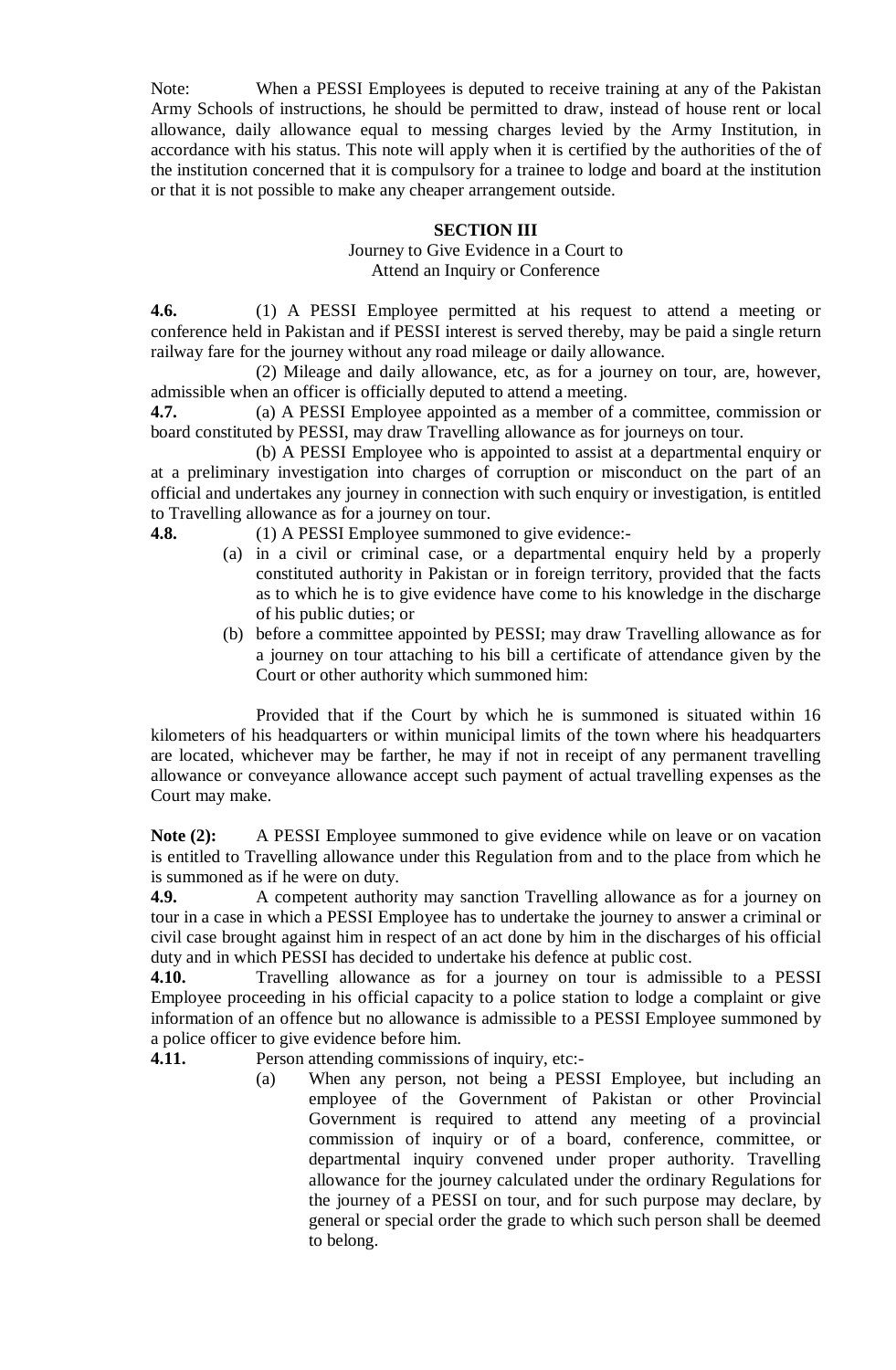Note: When a PESSI Employees is deputed to receive training at any of the Pakistan Army Schools of instructions, he should be permitted to draw, instead of house rent or local allowance, daily allowance equal to messing charges levied by the Army Institution, in accordance with his status. This note will apply when it is certified by the authorities of the of the institution concerned that it is compulsory for a trainee to lodge and board at the institution or that it is not possible to make any cheaper arrangement outside.

## SECTION III

Journey to Give Evidence in a Court to
Attend an Inquiry or Conference

**4.6.** (1) A PESSI Employee permitted at his request to attend a meeting or conference held in Pakistan and if PESSI interest is served thereby, may be paid a single return railway fare for the journey without any road mileage or daily allowance.

(2) Mileage and daily allowance, etc, as for a journey on tour, are, however, admissible when an officer is officially deputed to attend a meeting.

**4.7.** (a) A PESSI Employee appointed as a member of a committee, commission or board constituted by PESSI, may draw Travelling allowance as for journeys on tour.

(b) A PESSI Employee who is appointed to assist at a departmental enquiry or at a preliminary investigation into charges of corruption or misconduct on the part of an official and undertakes any journey in connection with such enquiry or investigation, is entitled to Travelling allowance as for a journey on tour.

**4.8.** (1) A PESSI Employee summoned to give evidence:-

(a) in a civil or criminal case, or a departmental enquiry held by a properly constituted authority in Pakistan or in foreign territory, provided that the facts as to which he is to give evidence have come to his knowledge in the discharge of his public duties; or

(b) before a committee appointed by PESSI; may draw Travelling allowance as for a journey on tour attaching to his bill a certificate of attendance given by the Court or other authority which summoned him:

Provided that if the Court by which he is summoned is situated within 16 kilometers of his headquarters or within municipal limits of the town where his headquarters are located, whichever may be farther, he may if not in receipt of any permanent travelling allowance or conveyance allowance accept such payment of actual travelling expenses as the Court may make.

**Note (2):** A PESSI Employee summoned to give evidence while on leave or on vacation is entitled to Travelling allowance under this Regulation from and to the place from which he is summoned as if he were on duty.

**4.9.** A competent authority may sanction Travelling allowance as for a journey on tour in a case in which a PESSI Employee has to undertake the journey to answer a criminal or civil case brought against him in respect of an act done by him in the discharges of his official duty and in which PESSI has decided to undertake his defence at public cost.

**4.10.** Travelling allowance as for a journey on tour is admissible to a PESSI Employee proceeding in his official capacity to a police station to lodge a complaint or give information of an offence but no allowance is admissible to a PESSI Employee summoned by a police officer to give evidence before him.

**4.11.** Person attending commissions of inquiry, etc:-

(a) When any person, not being a PESSI Employee, but including an employee of the Government of Pakistan or other Provincial Government is required to attend any meeting of a provincial commission of inquiry or of a board, conference, committee, or departmental inquiry convened under proper authority. Travelling allowance for the journey calculated under the ordinary Regulations for the journey of a PESSI on tour, and for such purpose may declare, by general or special order the grade to which such person shall be deemed to belong.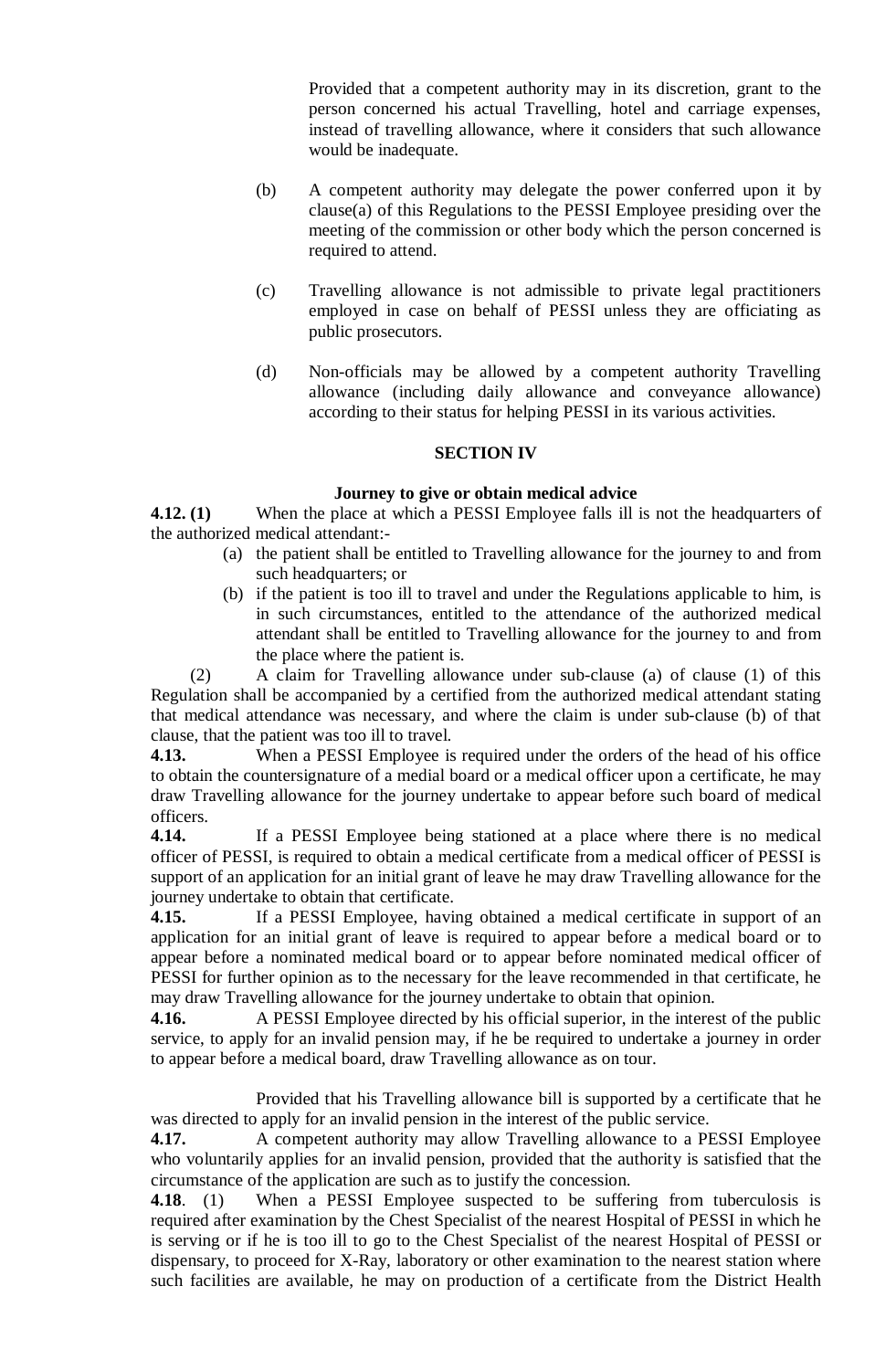Provided that a competent authority may in its discretion, grant to the person concerned his actual Travelling, hotel and carriage expenses, instead of travelling allowance, where it considers that such allowance would be inadequate.

(b) A competent authority may delegate the power conferred upon it by clause(a) of this Regulations to the PESSI Employee presiding over the meeting of the commission or other body which the person concerned is required to attend.

(c) Travelling allowance is not admissible to private legal practitioners employed in case on behalf of PESSI unless they are officiating as public prosecutors.

(d) Non-officials may be allowed by a competent authority Travelling allowance (including daily allowance and conveyance allowance) according to their status for helping PESSI in its various activities.

## SECTION IV

### Journey to give or obtain medical advice

**4.12. (1)** When the place at which a PESSI Employee falls ill is not the headquarters of the authorized medical attendant:-

(a) the patient shall be entitled to Travelling allowance for the journey to and from such headquarters; or

(b) if the patient is too ill to travel and under the Regulations applicable to him, is in such circumstances, entitled to the attendance of the authorized medical attendant shall be entitled to Travelling allowance for the journey to and from the place where the patient is.

(2) A claim for Travelling allowance under sub-clause (a) of clause (1) of this Regulation shall be accompanied by a certified from the authorized medical attendant stating that medical attendance was necessary, and where the claim is under sub-clause (b) of that clause, that the patient was too ill to travel.

**4.13.** When a PESSI Employee is required under the orders of the head of his office to obtain the countersignature of a medial board or a medical officer upon a certificate, he may draw Travelling allowance for the journey undertake to appear before such board of medical officers.

**4.14.** If a PESSI Employee being stationed at a place where there is no medical officer of PESSI, is required to obtain a medical certificate from a medical officer of PESSI is support of an application for an initial grant of leave he may draw Travelling allowance for the journey undertake to obtain that certificate.

**4.15.** If a PESSI Employee, having obtained a medical certificate in support of an application for an initial grant of leave is required to appear before a medical board or to appear before a nominated medical board or to appear before nominated medical officer of PESSI for further opinion as to the necessary for the leave recommended in that certificate, he may draw Travelling allowance for the journey undertake to obtain that opinion.

**4.16.** A PESSI Employee directed by his official superior, in the interest of the public service, to apply for an invalid pension may, if he be required to undertake a journey in order to appear before a medical board, draw Travelling allowance as on tour.

Provided that his Travelling allowance bill is supported by a certificate that he was directed to apply for an invalid pension in the interest of the public service.

**4.17.** A competent authority may allow Travelling allowance to a PESSI Employee who voluntarily applies for an invalid pension, provided that the authority is satisfied that the circumstance of the application are such as to justify the concession.

**4.18**. (1) When a PESSI Employee suspected to be suffering from tuberculosis is required after examination by the Chest Specialist of the nearest Hospital of PESSI in which he is serving or if he is too ill to go to the Chest Specialist of the nearest Hospital of PESSI or dispensary, to proceed for X-Ray, laboratory or other examination to the nearest station where such facilities are available, he may on production of a certificate from the District Health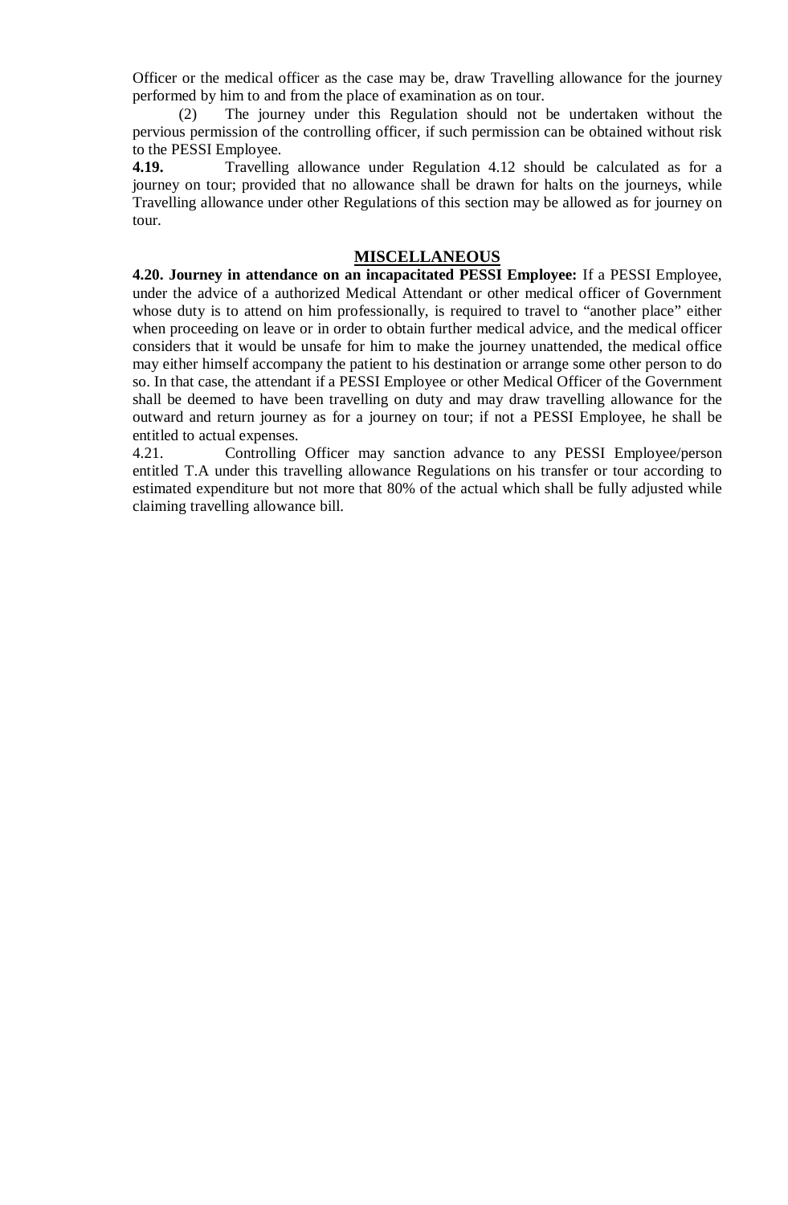Officer or the medical officer as the case may be, draw Travelling allowance for the journey performed by him to and from the place of examination as on tour.

(2) The journey under this Regulation should not be undertaken without the pervious permission of the controlling officer, if such permission can be obtained without risk to the PESSI Employee.

**4.19.** Travelling allowance under Regulation 4.12 should be calculated as for a journey on tour; provided that no allowance shall be drawn for halts on the journeys, while Travelling allowance under other Regulations of this section may be allowed as for journey on tour.

## MISCELLANEOUS

**4.20. Journey in attendance on an incapacitated PESSI Employee:** If a PESSI Employee, under the advice of a authorized Medical Attendant or other medical officer of Government whose duty is to attend on him professionally, is required to travel to "another place" either when proceeding on leave or in order to obtain further medical advice, and the medical officer considers that it would be unsafe for him to make the journey unattended, the medical office may either himself accompany the patient to his destination or arrange some other person to do so. In that case, the attendant if a PESSI Employee or other Medical Officer of the Government shall be deemed to have been travelling on duty and may draw travelling allowance for the outward and return journey as for a journey on tour; if not a PESSI Employee, he shall be entitled to actual expenses.

4.21. Controlling Officer may sanction advance to any PESSI Employee/person entitled T.A under this travelling allowance Regulations on his transfer or tour according to estimated expenditure but not more that 80% of the actual which shall be fully adjusted while claiming travelling allowance bill.